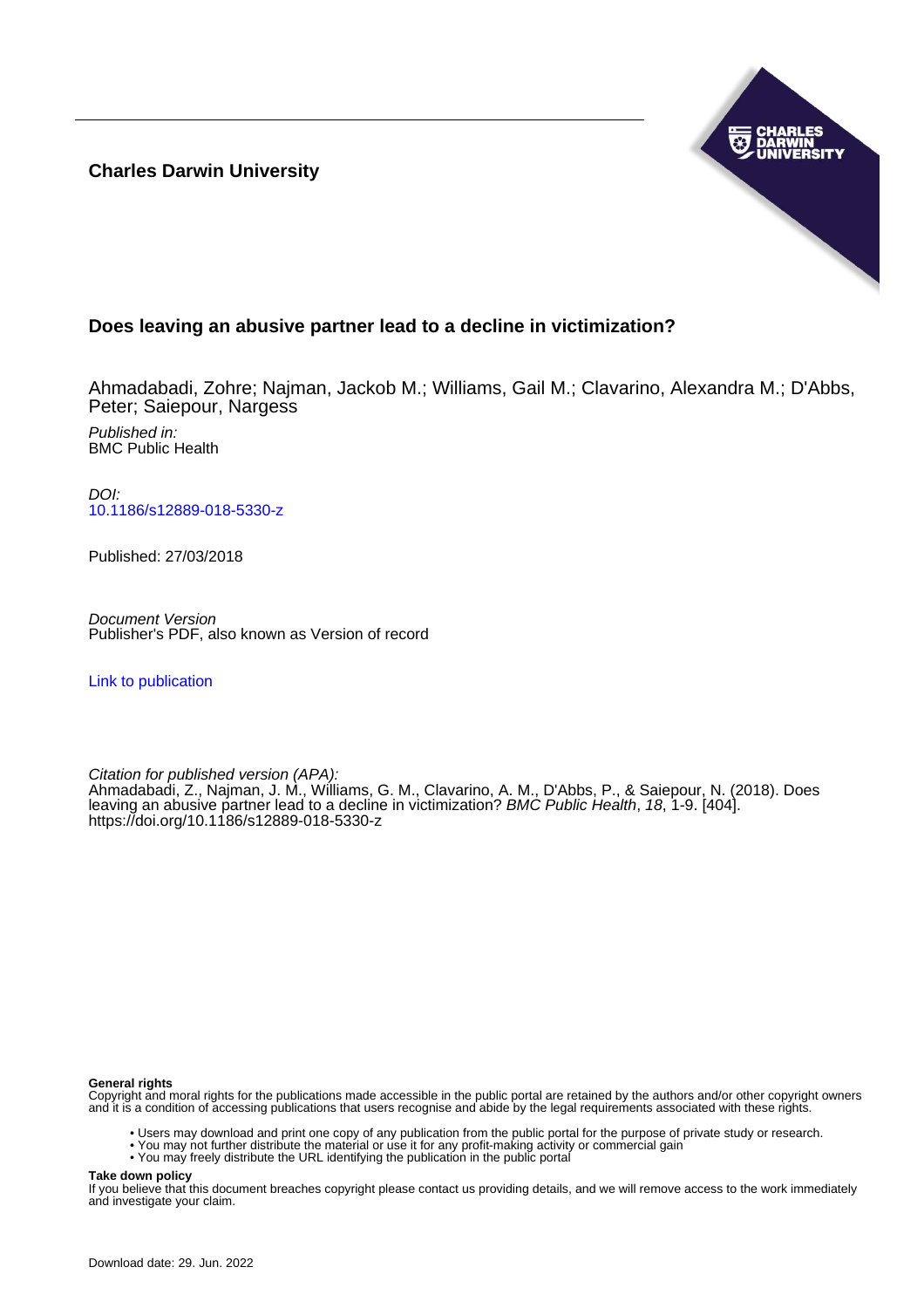**Charles Darwin University**

# Does leaving an abusive partner lead to a decline in victimization?

Ahmadabadi, Zohre; Najman, Jackob M.; Williams, Gail M.; Clavarino, Alexandra M.; D'Abbs, Peter; Saiepour, Nargess

*Published in:*
BMC Public Health

*DOI:*
10.1186/s12889-018-5330-z

Published: 27/03/2018

*Document Version*
Publisher's PDF, also known as Version of record

Link to publication

*Citation for published version (APA):*
Ahmadabadi, Z., Najman, J. M., Williams, G. M., Clavarino, A. M., D'Abbs, P., & Saiepour, N. (2018). Does leaving an abusive partner lead to a decline in victimization? *BMC Public Health*, *18*, 1-9. [404]. https://doi.org/10.1186/s12889-018-5330-z

**General rights**
Copyright and moral rights for the publications made accessible in the public portal are retained by the authors and/or other copyright owners and it is a condition of accessing publications that users recognise and abide by the legal requirements associated with these rights.

- Users may download and print one copy of any publication from the public portal for the purpose of private study or research.
- You may not further distribute the material or use it for any profit-making activity or commercial gain
- You may freely distribute the URL identifying the publication in the public portal

**Take down policy**
If you believe that this document breaches copyright please contact us providing details, and we will remove access to the work immediately and investigate your claim.

Download date: 29. Jun. 2022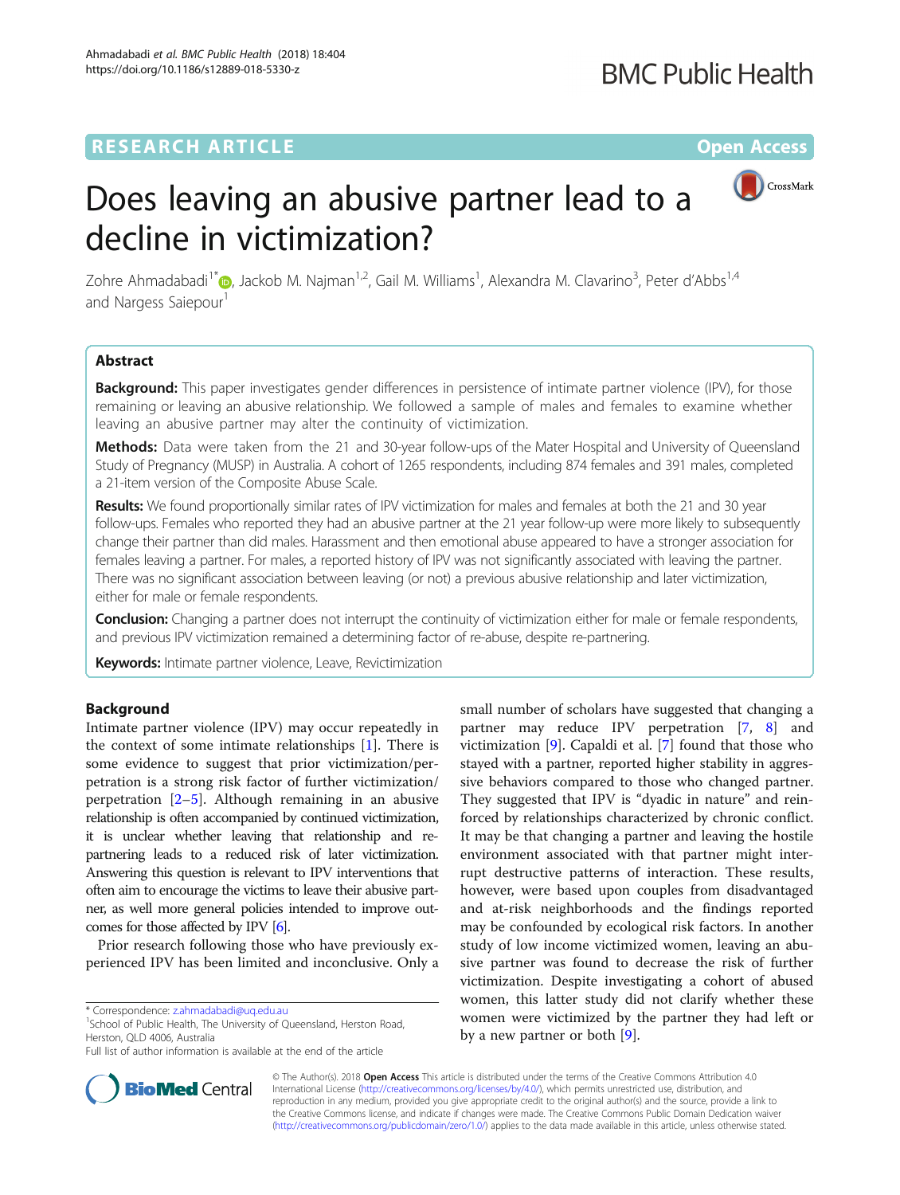# Does leaving an abusive partner lead to a decline in victimization?

Zohre Ahmadabadi[1*], Jackob M. Najman[1,2], Gail M. Williams[1], Alexandra M. Clavarino[3], Peter d'Abbs[1,4] and Nargess Saiepour[1]

## Abstract

**Background:** This paper investigates gender differences in persistence of intimate partner violence (IPV), for those remaining or leaving an abusive relationship. We followed a sample of males and females to examine whether leaving an abusive partner may alter the continuity of victimization.

**Methods:** Data were taken from the 21 and 30-year follow-ups of the Mater Hospital and University of Queensland Study of Pregnancy (MUSP) in Australia. A cohort of 1265 respondents, including 874 females and 391 males, completed a 21-item version of the Composite Abuse Scale.

**Results:** We found proportionally similar rates of IPV victimization for males and females at both the 21 and 30 year follow-ups. Females who reported they had an abusive partner at the 21 year follow-up were more likely to subsequently change their partner than did males. Harassment and then emotional abuse appeared to have a stronger association for females leaving a partner. For males, a reported history of IPV was not significantly associated with leaving the partner. There was no significant association between leaving (or not) a previous abusive relationship and later victimization, either for male or female respondents.

**Conclusion:** Changing a partner does not interrupt the continuity of victimization either for male or female respondents, and previous IPV victimization remained a determining factor of re-abuse, despite re-partnering.

**Keywords:** Intimate partner violence, Leave, Revictimization

## Background

Intimate partner violence (IPV) may occur repeatedly in the context of some intimate relationships [1]. There is some evidence to suggest that prior victimization/perpetration is a strong risk factor of further victimization/perpetration [2–5]. Although remaining in an abusive relationship is often accompanied by continued victimization, it is unclear whether leaving that relationship and re-partnering leads to a reduced risk of later victimization. Answering this question is relevant to IPV interventions that often aim to encourage the victims to leave their abusive partner, as well more general policies intended to improve outcomes for those affected by IPV [6].

Prior research following those who have previously experienced IPV has been limited and inconclusive. Only a small number of scholars have suggested that changing a partner may reduce IPV perpetration [7, 8] and victimization [9]. Capaldi et al. [7] found that those who stayed with a partner, reported higher stability in aggressive behaviors compared to those who changed partner. They suggested that IPV is "dyadic in nature" and reinforced by relationships characterized by chronic conflict. It may be that changing a partner and leaving the hostile environment associated with that partner might interrupt destructive patterns of interaction. These results, however, were based upon couples from disadvantaged and at-risk neighborhoods and the findings reported may be confounded by ecological risk factors. In another study of low income victimized women, leaving an abusive partner was found to decrease the risk of further victimization. Despite investigating a cohort of abused women, this latter study did not clarify whether these women were victimized by the partner they had left or by a new partner or both [9].

* Correspondence: z.ahmadabadi@uq.edu.au
[1]School of Public Health, The University of Queensland, Herston Road, Herston, QLD 4006, Australia
Full list of author information is available at the end of the article

© The Author(s). 2018 **Open Access** This article is distributed under the terms of the Creative Commons Attribution 4.0 International License (http://creativecommons.org/licenses/by/4.0/), which permits unrestricted use, distribution, and reproduction in any medium, provided you give appropriate credit to the original author(s) and the source, provide a link to the Creative Commons license, and indicate if changes were made. The Creative Commons Public Domain Dedication waiver (http://creativecommons.org/publicdomain/zero/1.0/) applies to the data made available in this article, unless otherwise stated.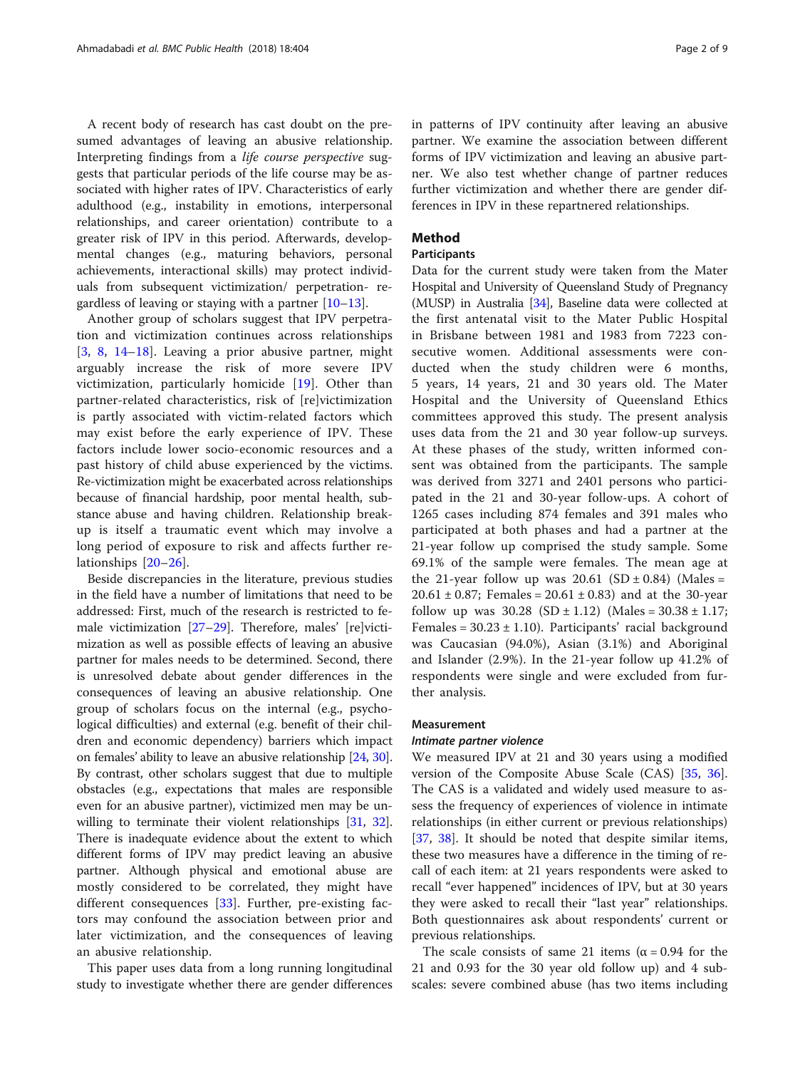A recent body of research has cast doubt on the presumed advantages of leaving an abusive relationship. Interpreting findings from a *life course perspective* suggests that particular periods of the life course may be associated with higher rates of IPV. Characteristics of early adulthood (e.g., instability in emotions, interpersonal relationships, and career orientation) contribute to a greater risk of IPV in this period. Afterwards, developmental changes (e.g., maturing behaviors, personal achievements, interactional skills) may protect individuals from subsequent victimization/ perpetration- regardless of leaving or staying with a partner [10–13].

Another group of scholars suggest that IPV perpetration and victimization continues across relationships [3, 8, 14–18]. Leaving a prior abusive partner, might arguably increase the risk of more severe IPV victimization, particularly homicide [19]. Other than partner-related characteristics, risk of [re]victimization is partly associated with victim-related factors which may exist before the early experience of IPV. These factors include lower socio-economic resources and a past history of child abuse experienced by the victims. Re-victimization might be exacerbated across relationships because of financial hardship, poor mental health, substance abuse and having children. Relationship breakup is itself a traumatic event which may involve a long period of exposure to risk and affects further relationships [20–26].

Beside discrepancies in the literature, previous studies in the field have a number of limitations that need to be addressed: First, much of the research is restricted to female victimization [27–29]. Therefore, males' [re]victimization as well as possible effects of leaving an abusive partner for males needs to be determined. Second, there is unresolved debate about gender differences in the consequences of leaving an abusive relationship. One group of scholars focus on the internal (e.g., psychological difficulties) and external (e.g. benefit of their children and economic dependency) barriers which impact on females' ability to leave an abusive relationship [24, 30]. By contrast, other scholars suggest that due to multiple obstacles (e.g., expectations that males are responsible even for an abusive partner), victimized men may be unwilling to terminate their violent relationships [31, 32]. There is inadequate evidence about the extent to which different forms of IPV may predict leaving an abusive partner. Although physical and emotional abuse are mostly considered to be correlated, they might have different consequences [33]. Further, pre-existing factors may confound the association between prior and later victimization, and the consequences of leaving an abusive relationship.

This paper uses data from a long running longitudinal study to investigate whether there are gender differences in patterns of IPV continuity after leaving an abusive partner. We examine the association between different forms of IPV victimization and leaving an abusive partner. We also test whether change of partner reduces further victimization and whether there are gender differences in IPV in these repartnered relationships.

## Method

### Participants

Data for the current study were taken from the Mater Hospital and University of Queensland Study of Pregnancy (MUSP) in Australia [34], Baseline data were collected at the first antenatal visit to the Mater Public Hospital in Brisbane between 1981 and 1983 from 7223 consecutive women. Additional assessments were conducted when the study children were 6 months, 5 years, 14 years, 21 and 30 years old. The Mater Hospital and the University of Queensland Ethics committees approved this study. The present analysis uses data from the 21 and 30 year follow-up surveys. At these phases of the study, written informed consent was obtained from the participants. The sample was derived from 3271 and 2401 persons who participated in the 21 and 30-year follow-ups. A cohort of 1265 cases including 874 females and 391 males who participated at both phases and had a partner at the 21-year follow up comprised the study sample. Some 69.1% of the sample were females. The mean age at the 21-year follow up was 20.61 (SD ± 0.84) (Males = 20.61 ± 0.87; Females = 20.61 ± 0.83) and at the 30-year follow up was 30.28 (SD ± 1.12) (Males = 30.38 ± 1.17; Females = 30.23 ± 1.10). Participants' racial background was Caucasian (94.0%), Asian (3.1%) and Aboriginal and Islander (2.9%). In the 21-year follow up 41.2% of respondents were single and were excluded from further analysis.

### Measurement

#### *Intimate partner violence*

We measured IPV at 21 and 30 years using a modified version of the Composite Abuse Scale (CAS) [35, 36]. The CAS is a validated and widely used measure to assess the frequency of experiences of violence in intimate relationships (in either current or previous relationships) [37, 38]. It should be noted that despite similar items, these two measures have a difference in the timing of recall of each item: at 21 years respondents were asked to recall "ever happened" incidences of IPV, but at 30 years they were asked to recall their "last year" relationships. Both questionnaires ask about respondents' current or previous relationships.

The scale consists of same 21 items ($\alpha = 0.94$ for the 21 and 0.93 for the 30 year old follow up) and 4 subscales: severe combined abuse (has two items including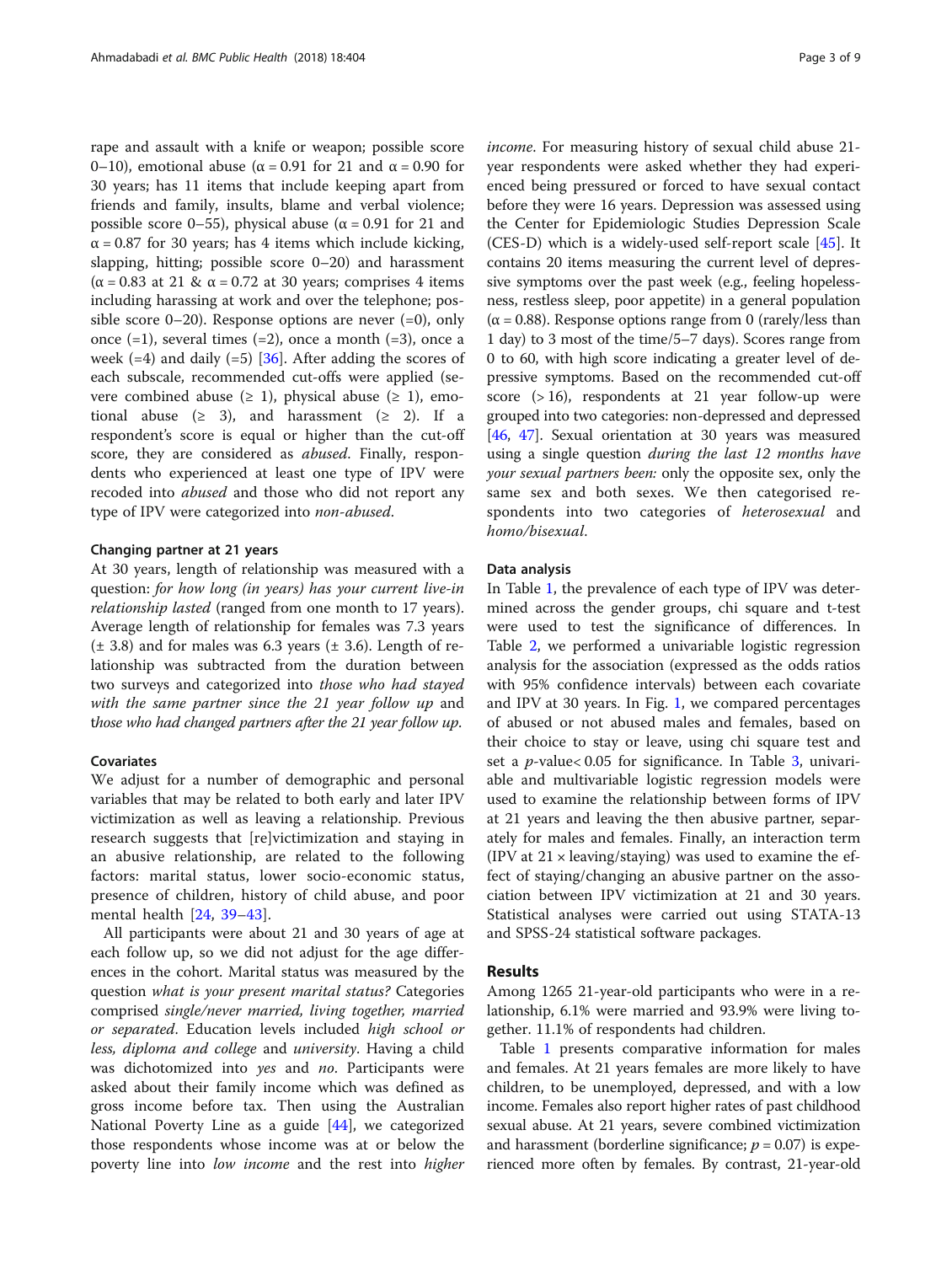rape and assault with a knife or weapon; possible score 0–10), emotional abuse ($\alpha = 0.91$ for 21 and $\alpha = 0.90$ for 30 years; has 11 items that include keeping apart from friends and family, insults, blame and verbal violence; possible score 0–55), physical abuse ($\alpha = 0.91$ for 21 and $\alpha = 0.87$ for 30 years; has 4 items which include kicking, slapping, hitting; possible score 0–20) and harassment ($\alpha = 0.83$ at 21 & $\alpha = 0.72$ at 30 years; comprises 4 items including harassing at work and over the telephone; possible score 0–20). Response options are never (=0), only once (=1), several times (=2), once a month (=3), once a week (=4) and daily (=5) [36]. After adding the scores of each subscale, recommended cut-offs were applied (severe combined abuse (≥ 1), physical abuse (≥ 1), emotional abuse (≥ 3), and harassment (≥ 2). If a respondent's score is equal or higher than the cut-off score, they are considered as *abused*. Finally, respondents who experienced at least one type of IPV were recoded into *abused* and those who did not report any type of IPV were categorized into *non-abused*.

### Changing partner at 21 years

At 30 years, length of relationship was measured with a question: *for how long (in years) has your current live-in relationship lasted* (ranged from one month to 17 years). Average length of relationship for females was 7.3 years (± 3.8) and for males was 6.3 years (± 3.6). Length of relationship was subtracted from the duration between two surveys and categorized into *those who had stayed with the same partner since the 21 year follow up* and *those who had changed partners after the 21 year follow up*.

### Covariates

We adjust for a number of demographic and personal variables that may be related to both early and later IPV victimization as well as leaving a relationship. Previous research suggests that [re]victimization and staying in an abusive relationship, are related to the following factors: marital status, lower socio-economic status, presence of children, history of child abuse, and poor mental health [24, 39–43].

All participants were about 21 and 30 years of age at each follow up, so we did not adjust for the age differences in the cohort. Marital status was measured by the question *what is your present marital status?* Categories comprised *single/never married, living together, married or separated*. Education levels included *high school or less, diploma and college* and *university*. Having a child was dichotomized into *yes* and *no*. Participants were asked about their family income which was defined as gross income before tax. Then using the Australian National Poverty Line as a guide [44], we categorized those respondents whose income was at or below the poverty line into *low income* and the rest into *higher income*. For measuring history of sexual child abuse 21-year respondents were asked whether they had experienced being pressured or forced to have sexual contact before they were 16 years. Depression was assessed using the Center for Epidemiologic Studies Depression Scale (CES-D) which is a widely-used self-report scale [45]. It contains 20 items measuring the current level of depressive symptoms over the past week (e.g., feeling hopelessness, restless sleep, poor appetite) in a general population ($\alpha = 0.88$). Response options range from 0 (rarely/less than 1 day) to 3 most of the time/5–7 days). Scores range from 0 to 60, with high score indicating a greater level of depressive symptoms. Based on the recommended cut-off score (> 16), respondents at 21 year follow-up were grouped into two categories: non-depressed and depressed [46, 47]. Sexual orientation at 30 years was measured using a single question *during the last 12 months have your sexual partners been:* only the opposite sex, only the same sex and both sexes. We then categorised respondents into two categories of *heterosexual* and *homo/bisexual*.

### Data analysis

In Table 1, the prevalence of each type of IPV was determined across the gender groups, chi square and t-test were used to test the significance of differences. In Table 2, we performed a univariable logistic regression analysis for the association (expressed as the odds ratios with 95% confidence intervals) between each covariate and IPV at 30 years. In Fig. 1, we compared percentages of abused or not abused males and females, based on their choice to stay or leave, using chi square test and set a $p$-value $< 0.05$ for significance. In Table 3, univariable and multivariable logistic regression models were used to examine the relationship between forms of IPV at 21 years and leaving the then abusive partner, separately for males and females. Finally, an interaction term (IPV at 21 × leaving/staying) was used to examine the effect of staying/changing an abusive partner on the association between IPV victimization at 21 and 30 years. Statistical analyses were carried out using STATA-13 and SPSS-24 statistical software packages.

## Results

Among 1265 21-year-old participants who were in a relationship, 6.1% were married and 93.9% were living together. 11.1% of respondents had children.

Table 1 presents comparative information for males and females. At 21 years females are more likely to have children, to be unemployed, depressed, and with a low income. Females also report higher rates of past childhood sexual abuse. At 21 years, severe combined victimization and harassment (borderline significance; $p = 0.07$) is experienced more often by females. By contrast, 21-year-old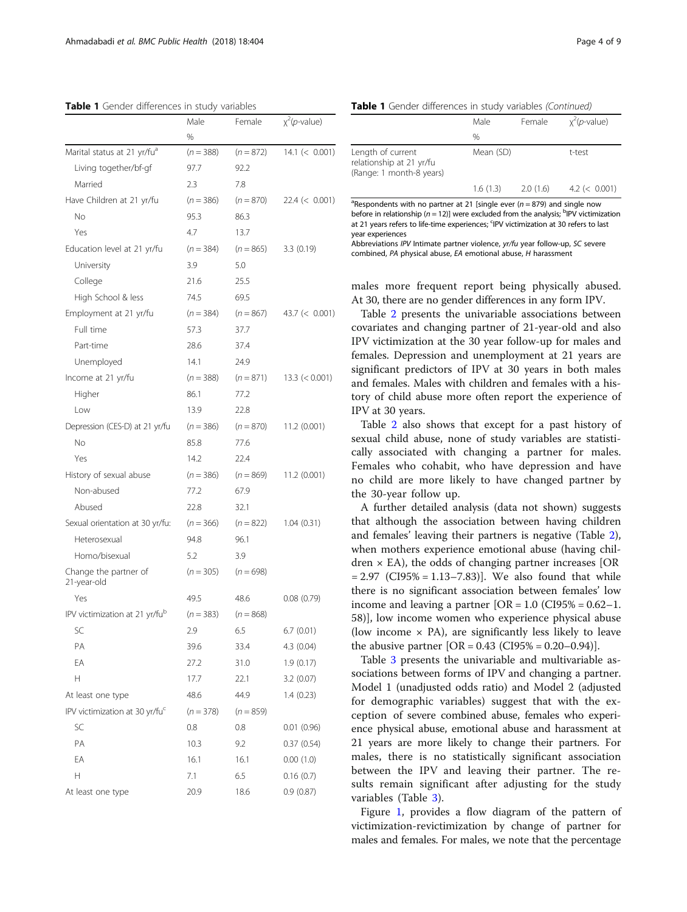**Table 1** Gender differences in study variables

| | Male | Female | $\chi^2$(*p*-value) |
|---|---|---|---|
| | % | | |
| Marital status at 21 yr/fu[a] | (*n* = 388) | (*n* = 872) | 14.1 (< 0.001) |
| Living together/bf-gf | 97.7 | 92.2 | |
| Married | 2.3 | 7.8 | |
| Have Children at 21 yr/fu | (*n* = 386) | (*n* = 870) | 22.4 (< 0.001) |
| No | 95.3 | 86.3 | |
| Yes | 4.7 | 13.7 | |
| Education level at 21 yr/fu | (*n* = 384) | (*n* = 865) | 3.3 (0.19) |
| University | 3.9 | 5.0 | |
| College | 21.6 | 25.5 | |
| High School & less | 74.5 | 69.5 | |
| Employment at 21 yr/fu | (*n* = 384) | (*n* = 867) | 43.7 (< 0.001) |
| Full time | 57.3 | 37.7 | |
| Part-time | 28.6 | 37.4 | |
| Unemployed | 14.1 | 24.9 | |
| Income at 21 yr/fu | (*n* = 388) | (*n* = 871) | 13.3 (< 0.001) |
| Higher | 86.1 | 77.2 | |
| Low | 13.9 | 22.8 | |
| Depression (CES-D) at 21 yr/fu | (*n* = 386) | (*n* = 870) | 11.2 (0.001) |
| No | 85.8 | 77.6 | |
| Yes | 14.2 | 22.4 | |
| History of sexual abuse | (*n* = 386) | (*n* = 869) | 11.2 (0.001) |
| Non-abused | 77.2 | 67.9 | |
| Abused | 22.8 | 32.1 | |
| Sexual orientation at 30 yr/fu: | (*n* = 366) | (*n* = 822) | 1.04 (0.31) |
| Heterosexual | 94.8 | 96.1 | |
| Homo/bisexual | 5.2 | 3.9 | |
| Change the partner of 21-year-old | (*n* = 305) | (*n* = 698) | |
| Yes | 49.5 | 48.6 | 0.08 (0.79) |
| IPV victimization at 21 yr/fu[b] | (*n* = 383) | (*n* = 868) | |
| SC | 2.9 | 6.5 | 6.7 (0.01) |
| PA | 39.6 | 33.4 | 4.3 (0.04) |
| EA | 27.2 | 31.0 | 1.9 (0.17) |
| H | 17.7 | 22.1 | 3.2 (0.07) |
| At least one type | 48.6 | 44.9 | 1.4 (0.23) |
| IPV victimization at 30 yr/fu[c] | (*n* = 378) | (*n* = 859) | |
| SC | 0.8 | 0.8 | 0.01 (0.96) |
| PA | 10.3 | 9.2 | 0.37 (0.54) |
| EA | 16.1 | 16.1 | 0.00 (1.0) |
| H | 7.1 | 6.5 | 0.16 (0.7) |
| At least one type | 20.9 | 18.6 | 0.9 (0.87) |
| | Mean (SD) | | t-test |
| Length of current relationship at 21 yr/fu (Range: 1 month-8 years) | 1.6 (1.3) | 2.0 (1.6) | 4.2 (< 0.001) |

[a]Respondents with no partner at 21 [single ever (*n* = 879) and single now before in relationship (*n* = 12)] were excluded from the analysis; [b]IPV victimization at 21 years refers to life-time experiences; [c]IPV victimization at 30 refers to last year experiences

Abbreviations *IPV* Intimate partner violence, *yr/fu* year follow-up, *SC* severe combined, *PA* physical abuse, *EA* emotional abuse, *H* harassment

males more frequent report being physically abused. At 30, there are no gender differences in any form IPV.

Table 2 presents the univariable associations between covariates and changing partner of 21-year-old and also IPV victimization at the 30 year follow-up for males and females. Depression and unemployment at 21 years are significant predictors of IPV at 30 years in both males and females. Males with children and females with a history of child abuse more often report the experience of IPV at 30 years.

Table 2 also shows that except for a past history of sexual child abuse, none of study variables are statistically associated with changing a partner for males. Females who cohabit, who have depression and have no child are more likely to have changed partner by the 30-year follow up.

A further detailed analysis (data not shown) suggests that although the association between having children and females' leaving their partners is negative (Table 2), when mothers experience emotional abuse (having children × EA), the odds of changing partner increases [OR = 2.97 (CI95% = 1.13–7.83)]. We also found that while there is no significant association between females' low income and leaving a partner [OR = 1.0 (CI95% = 0.62–1.58)], low income women who experience physical abuse (low income × PA), are significantly less likely to leave the abusive partner [OR = 0.43 (CI95% = 0.20–0.94)].

Table 3 presents the univariable and multivariable associations between forms of IPV and changing a partner. Model 1 (unadjusted odds ratio) and Model 2 (adjusted for demographic variables) suggest that with the exception of severe combined abuse, females who experience physical abuse, emotional abuse and harassment at 21 years are more likely to change their partners. For males, there is no statistically significant association between the IPV and leaving their partner. The results remain significant after adjusting for the study variables (Table 3).

Figure 1, provides a flow diagram of the pattern of victimization-revictimization by change of partner for males and females. For males, we note that the percentage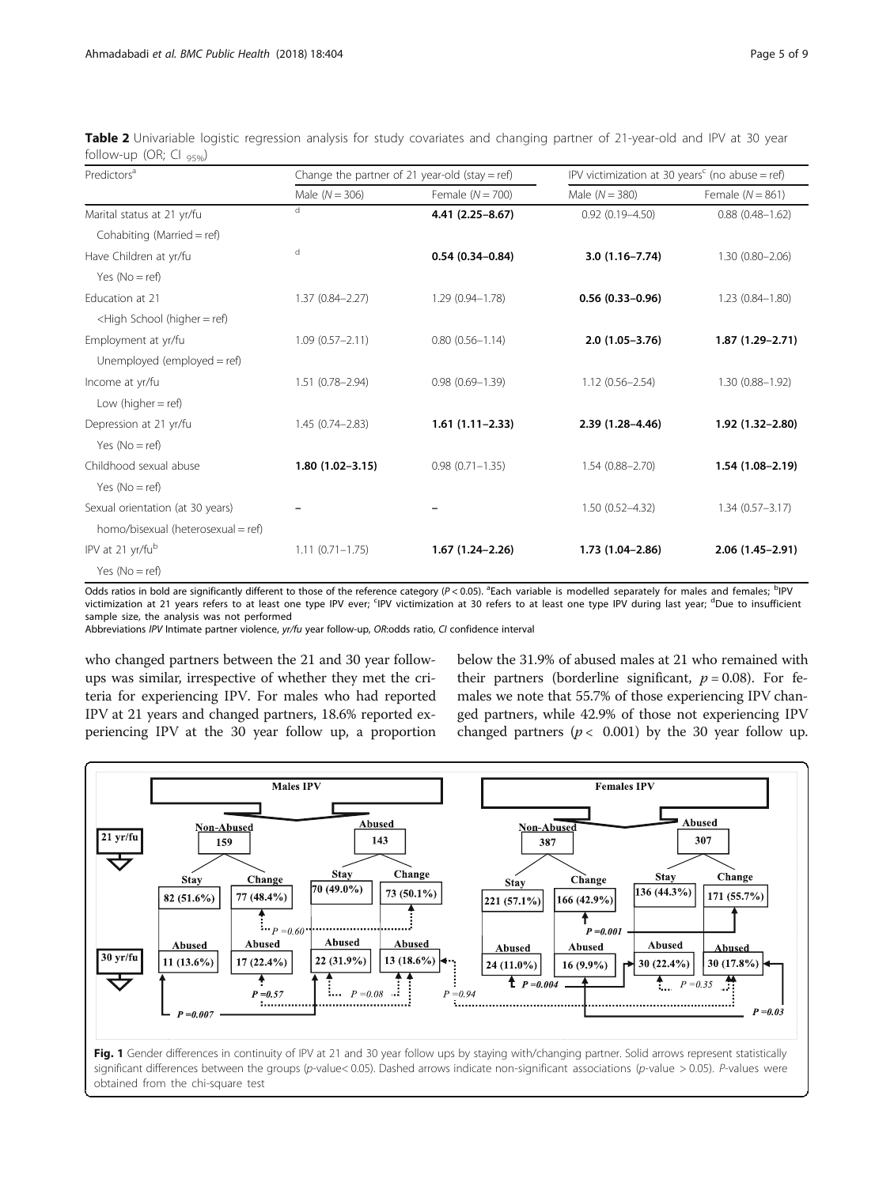**Table 2** Univariable logistic regression analysis for study covariates and changing partner of 21-year-old and IPV at 30 year follow-up (OR; CI $_{95\%}$)

| Predictors[a] | Change the partner of 21 year-old (stay = ref) | | IPV victimization at 30 years[c] (no abuse = ref) | |
|---|---|---|---|---|
| | Male (N = 306) | Female (N = 700) | Male (N = 380) | Female (N = 861) |
| Marital status at 21 yr/fu | [d] | **4.41 (2.25–8.67)** | 0.92 (0.19–4.50) | 0.88 (0.48–1.62) |
| Cohabiting (Married = ref) | | | | |
| Have Children at yr/fu | [d] | **0.54 (0.34–0.84)** | **3.0 (1.16–7.74)** | 1.30 (0.80–2.06) |
| Yes (No = ref) | | | | |
| Education at 21 | 1.37 (0.84–2.27) | 1.29 (0.94–1.78) | **0.56 (0.33–0.96)** | 1.23 (0.84–1.80) |
| <High School (higher = ref) | | | | |
| Employment at yr/fu | 1.09 (0.57–2.11) | 0.80 (0.56–1.14) | **2.0 (1.05–3.76)** | **1.87 (1.29–2.71)** |
| Unemployed (employed = ref) | | | | |
| Income at yr/fu | 1.51 (0.78–2.94) | 0.98 (0.69–1.39) | 1.12 (0.56–2.54) | 1.30 (0.88–1.92) |
| Low (higher = ref) | | | | |
| Depression at 21 yr/fu | 1.45 (0.74–2.83) | **1.61 (1.11–2.33)** | **2.39 (1.28–4.46)** | **1.92 (1.32–2.80)** |
| Yes (No = ref) | | | | |
| Childhood sexual abuse | **1.80 (1.02–3.15)** | 0.98 (0.71–1.35) | 1.54 (0.88–2.70) | **1.54 (1.08–2.19)** |
| Yes (No = ref) | | | | |
| Sexual orientation (at 30 years) | – | – | 1.50 (0.52–4.32) | 1.34 (0.57–3.17) |
| homo/bisexual (heterosexual = ref) | | | | |
| IPV at 21 yr/fu[b] | 1.11 (0.71–1.75) | **1.67 (1.24–2.26)** | **1.73 (1.04–2.86)** | **2.06 (1.45–2.91)** |
| Yes (No = ref) | | | | |

Odds ratios in bold are significantly different to those of the reference category ($P < 0.05$). [a]Each variable is modelled separately for males and females; [b]IPV victimization at 21 years refers to at least one type IPV ever; [c]IPV victimization at 30 refers to at least one type IPV during last year; [d]Due to insufficient sample size, the analysis was not performed

Abbreviations *IPV* Intimate partner violence, *yr/fu* year follow-up, *OR*:odds ratio, *CI* confidence interval

who changed partners between the 21 and 30 year follow-ups was similar, irrespective of whether they met the criteria for experiencing IPV. For males who had reported IPV at 21 years and changed partners, 18.6% reported experiencing IPV at the 30 year follow up, a proportion below the 31.9% of abused males at 21 who remained with their partners (borderline significant, $p = 0.08$). For females we note that 55.7% of those experiencing IPV changed partners, while 42.9% of those not experiencing IPV changed partners ($p < 0.001$) by the 30 year follow up.

**Fig. 1** Gender differences in continuity of IPV at 21 and 30 year follow ups by staying with/changing partner. Solid arrows represent statistically significant differences between the groups (*p*-value< 0.05). Dashed arrows indicate non-significant associations (*p*-value > 0.05). *P*-values were obtained from the chi-square test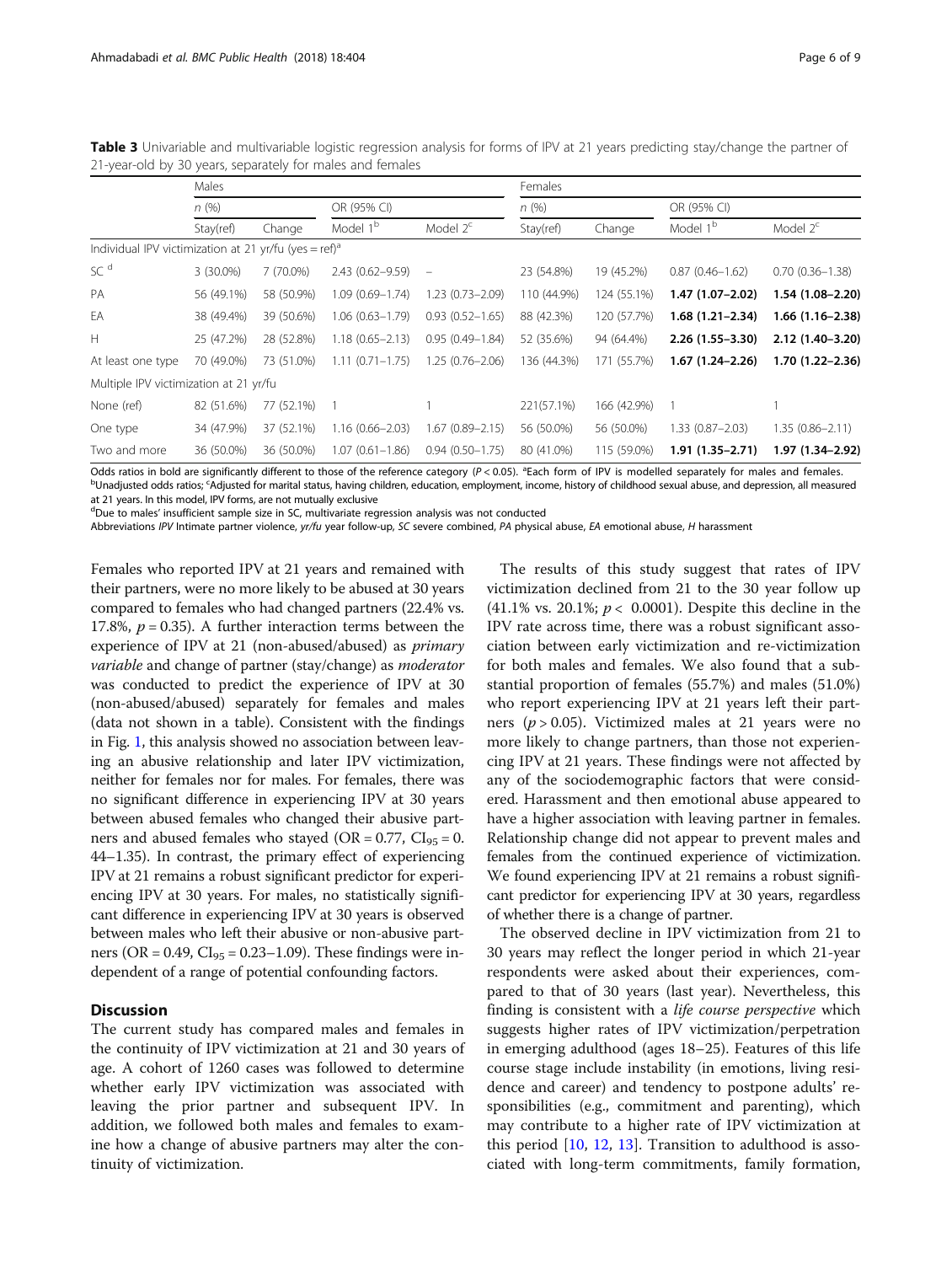**Table 3** Univariable and multivariable logistic regression analysis for forms of IPV at 21 years predicting stay/change the partner of 21-year-old by 30 years, separately for males and females

| | Males | | | | Females | | | |
|---|---|---|---|---|---|---|---|---|
| | n (%) | | OR (95% CI) | | n (%) | | OR (95% CI) | |
| | Stay(ref) | Change | Model 1[b] | Model 2[c] | Stay(ref) | Change | Model 1[b] | Model 2[c] |
| Individual IPV victimization at 21 yr/fu (yes = ref)[a] | | | | | | | | |
| SC [d] | 3 (30.0%) | 7 (70.0%) | 2.43 (0.62–9.59) | – | 23 (54.8%) | 19 (45.2%) | 0.87 (0.46–1.62) | 0.70 (0.36–1.38) |
| PA | 56 (49.1%) | 58 (50.9%) | 1.09 (0.69–1.74) | 1.23 (0.73–2.09) | 110 (44.9%) | 124 (55.1%) | **1.47 (1.07–2.02)** | **1.54 (1.08–2.20)** |
| EA | 38 (49.4%) | 39 (50.6%) | 1.06 (0.63–1.79) | 0.93 (0.52–1.65) | 88 (42.3%) | 120 (57.7%) | **1.68 (1.21–2.34)** | **1.66 (1.16–2.38)** |
| H | 25 (47.2%) | 28 (52.8%) | 1.18 (0.65–2.13) | 0.95 (0.49–1.84) | 52 (35.6%) | 94 (64.4%) | **2.26 (1.55–3.30)** | **2.12 (1.40–3.20)** |
| At least one type | 70 (49.0%) | 73 (51.0%) | 1.11 (0.71–1.75) | 1.25 (0.76–2.06) | 136 (44.3%) | 171 (55.7%) | **1.67 (1.24–2.26)** | **1.70 (1.22–2.36)** |
| Multiple IPV victimization at 21 yr/fu | | | | | | | | |
| None (ref) | 82 (51.6%) | 77 (52.1%) | 1 | 1 | 221(57.1%) | 166 (42.9%) | 1 | 1 |
| One type | 34 (47.9%) | 37 (52.1%) | 1.16 (0.66–2.03) | 1.67 (0.89–2.15) | 56 (50.0%) | 56 (50.0%) | 1.33 (0.87–2.03) | 1.35 (0.86–2.11) |
| Two and more | 36 (50.0%) | 36 (50.0%) | 1.07 (0.61–1.86) | 0.94 (0.50–1.75) | 80 (41.0%) | 115 (59.0%) | **1.91 (1.35–2.71)** | **1.97 (1.34–2.92)** |

Odds ratios in bold are significantly different to those of the reference category ($P < 0.05$). [a]Each form of IPV is modelled separately for males and females. [b]Unadjusted odds ratios; [c]Adjusted for marital status, having children, education, employment, income, history of childhood sexual abuse, and depression, all measured at 21 years. In this model, IPV forms, are not mutually exclusive
[d]Due to males' insufficient sample size in SC, multivariate regression analysis was not conducted
Abbreviations *IPV* Intimate partner violence, *yr/fu* year follow-up, *SC* severe combined, *PA* physical abuse, *EA* emotional abuse, *H* harassment

Females who reported IPV at 21 years and remained with their partners, were no more likely to be abused at 30 years compared to females who had changed partners (22.4% vs. 17.8%, $p = 0.35$). A further interaction terms between the experience of IPV at 21 (non-abused/abused) as *primary variable* and change of partner (stay/change) as *moderator* was conducted to predict the experience of IPV at 30 (non-abused/abused) separately for females and males (data not shown in a table). Consistent with the findings in Fig. 1, this analysis showed no association between leaving an abusive relationship and later IPV victimization, neither for females nor for males. For females, there was no significant difference in experiencing IPV at 30 years between abused females who changed their abusive partners and abused females who stayed (OR = 0.77, $CI_{95}$ = 0. 44–1.35). In contrast, the primary effect of experiencing IPV at 21 remains a robust significant predictor for experiencing IPV at 30 years. For males, no statistically significant difference in experiencing IPV at 30 years is observed between males who left their abusive or non-abusive partners (OR = 0.49, $CI_{95}$ = 0.23–1.09). These findings were independent of a range of potential confounding factors.

## Discussion

The current study has compared males and females in the continuity of IPV victimization at 21 and 30 years of age. A cohort of 1260 cases was followed to determine whether early IPV victimization was associated with leaving the prior partner and subsequent IPV. In addition, we followed both males and females to examine how a change of abusive partners may alter the continuity of victimization.

The results of this study suggest that rates of IPV victimization declined from 21 to the 30 year follow up (41.1% vs. 20.1%; $p < 0.0001$). Despite this decline in the IPV rate across time, there was a robust significant association between early victimization and re-victimization for both males and females. We also found that a substantial proportion of females (55.7%) and males (51.0%) who report experiencing IPV at 21 years left their partners ($p > 0.05$). Victimized males at 21 years were no more likely to change partners, than those not experiencing IPV at 21 years. These findings were not affected by any of the sociodemographic factors that were considered. Harassment and then emotional abuse appeared to have a higher association with leaving partner in females. Relationship change did not appear to prevent males and females from the continued experience of victimization. We found experiencing IPV at 21 remains a robust significant predictor for experiencing IPV at 30 years, regardless of whether there is a change of partner.

The observed decline in IPV victimization from 21 to 30 years may reflect the longer period in which 21-year respondents were asked about their experiences, compared to that of 30 years (last year). Nevertheless, this finding is consistent with a *life course perspective* which suggests higher rates of IPV victimization/perpetration in emerging adulthood (ages 18–25). Features of this life course stage include instability (in emotions, living residence and career) and tendency to postpone adults' responsibilities (e.g., commitment and parenting), which may contribute to a higher rate of IPV victimization at this period [10, 12, 13]. Transition to adulthood is associated with long-term commitments, family formation,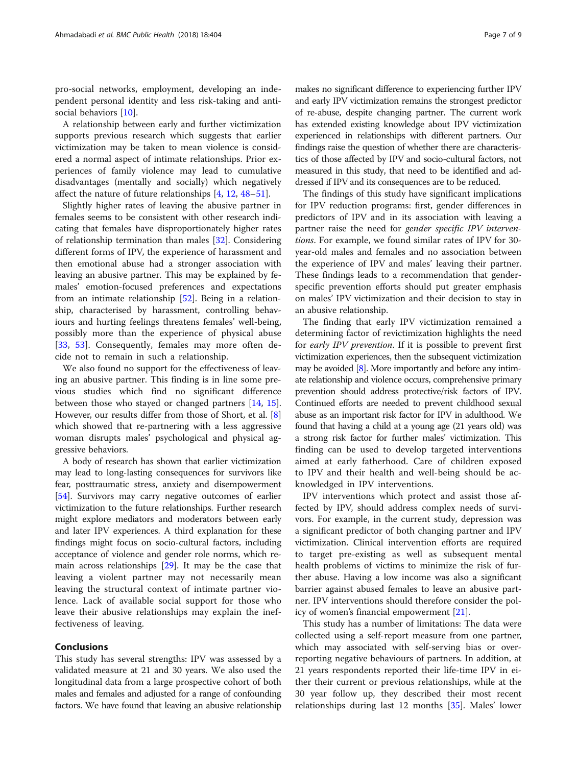pro-social networks, employment, developing an independent personal identity and less risk-taking and antisocial behaviors [10].

A relationship between early and further victimization supports previous research which suggests that earlier victimization may be taken to mean violence is considered a normal aspect of intimate relationships. Prior experiences of family violence may lead to cumulative disadvantages (mentally and socially) which negatively affect the nature of future relationships [4, 12, 48–51].

Slightly higher rates of leaving the abusive partner in females seems to be consistent with other research indicating that females have disproportionately higher rates of relationship termination than males [32]. Considering different forms of IPV, the experience of harassment and then emotional abuse had a stronger association with leaving an abusive partner. This may be explained by females' emotion-focused preferences and expectations from an intimate relationship [52]. Being in a relationship, characterised by harassment, controlling behaviours and hurting feelings threatens females' well-being, possibly more than the experience of physical abuse [33, 53]. Consequently, females may more often decide not to remain in such a relationship.

We also found no support for the effectiveness of leaving an abusive partner. This finding is in line some previous studies which find no significant difference between those who stayed or changed partners [14, 15]. However, our results differ from those of Short, et al. [8] which showed that re-partnering with a less aggressive woman disrupts males' psychological and physical aggressive behaviors.

A body of research has shown that earlier victimization may lead to long-lasting consequences for survivors like fear, posttraumatic stress, anxiety and disempowerment [54]. Survivors may carry negative outcomes of earlier victimization to the future relationships. Further research might explore mediators and moderators between early and later IPV experiences. A third explanation for these findings might focus on socio-cultural factors, including acceptance of violence and gender role norms, which remain across relationships [29]. It may be the case that leaving a violent partner may not necessarily mean leaving the structural context of intimate partner violence. Lack of available social support for those who leave their abusive relationships may explain the ineffectiveness of leaving.

## Conclusions

This study has several strengths: IPV was assessed by a validated measure at 21 and 30 years. We also used the longitudinal data from a large prospective cohort of both males and females and adjusted for a range of confounding factors. We have found that leaving an abusive relationship makes no significant difference to experiencing further IPV and early IPV victimization remains the strongest predictor of re-abuse, despite changing partner. The current work has extended existing knowledge about IPV victimization experienced in relationships with different partners. Our findings raise the question of whether there are characteristics of those affected by IPV and socio-cultural factors, not measured in this study, that need to be identified and addressed if IPV and its consequences are to be reduced.

The findings of this study have significant implications for IPV reduction programs: first, gender differences in predictors of IPV and in its association with leaving a partner raise the need for *gender specific IPV interventions*. For example, we found similar rates of IPV for 30-year-old males and females and no association between the experience of IPV and males' leaving their partner. These findings leads to a recommendation that gender-specific prevention efforts should put greater emphasis on males' IPV victimization and their decision to stay in an abusive relationship.

The finding that early IPV victimization remained a determining factor of revictimization highlights the need for *early IPV prevention*. If it is possible to prevent first victimization experiences, then the subsequent victimization may be avoided [8]. More importantly and before any intimate relationship and violence occurs, comprehensive primary prevention should address protective/risk factors of IPV. Continued efforts are needed to prevent childhood sexual abuse as an important risk factor for IPV in adulthood. We found that having a child at a young age (21 years old) was a strong risk factor for further males' victimization. This finding can be used to develop targeted interventions aimed at early fatherhood. Care of children exposed to IPV and their health and well-being should be acknowledged in IPV interventions.

IPV interventions which protect and assist those affected by IPV, should address complex needs of survivors. For example, in the current study, depression was a significant predictor of both changing partner and IPV victimization. Clinical intervention efforts are required to target pre-existing as well as subsequent mental health problems of victims to minimize the risk of further abuse. Having a low income was also a significant barrier against abused females to leave an abusive partner. IPV interventions should therefore consider the policy of women's financial empowerment [21].

This study has a number of limitations: The data were collected using a self-report measure from one partner, which may associated with self-serving bias or over-reporting negative behaviours of partners. In addition, at 21 years respondents reported their life-time IPV in either their current or previous relationships, while at the 30 year follow up, they described their most recent relationships during last 12 months [35]. Males' lower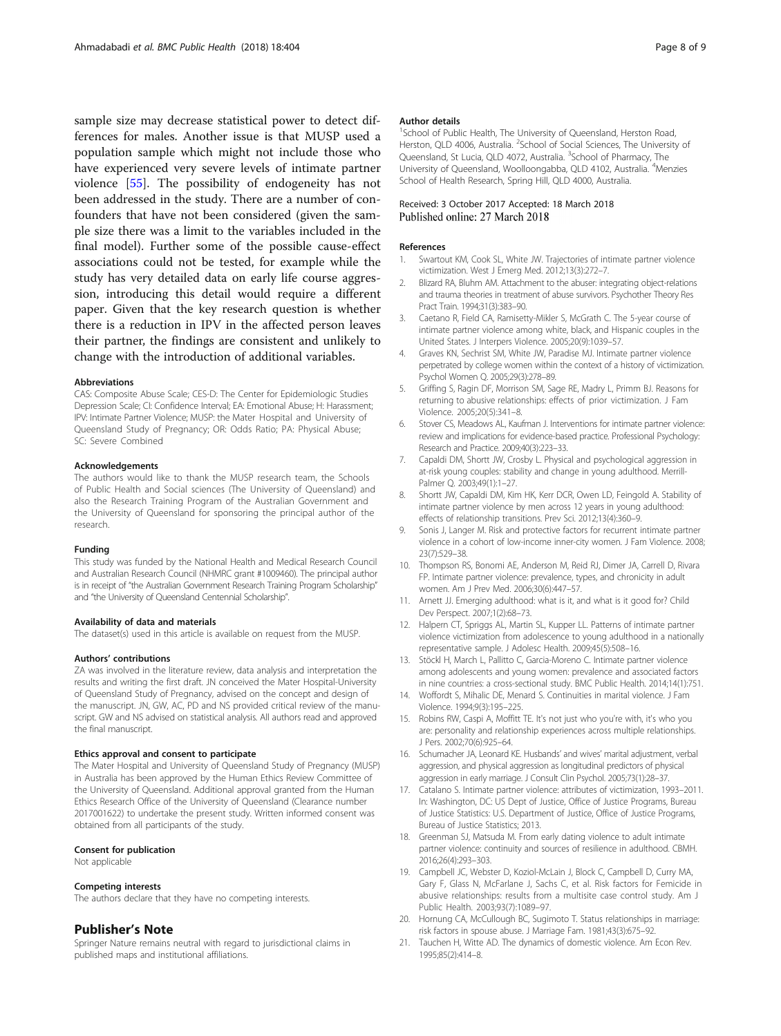sample size may decrease statistical power to detect differences for males. Another issue is that MUSP used a population sample which might not include those who have experienced very severe levels of intimate partner violence [55]. The possibility of endogeneity has not been addressed in the study. There are a number of confounders that have not been considered (given the sample size there was a limit to the variables included in the final model). Further some of the possible cause-effect associations could not be tested, for example while the study has very detailed data on early life course aggression, introducing this detail would require a different paper. Given that the key research question is whether there is a reduction in IPV in the affected person leaves their partner, the findings are consistent and unlikely to change with the introduction of additional variables.

#### Abbreviations

CAS: Composite Abuse Scale; CES-D: The Center for Epidemiologic Studies Depression Scale; CI: Confidence Interval; EA: Emotional Abuse; H: Harassment; IPV: Intimate Partner Violence; MUSP: the Mater Hospital and University of Queensland Study of Pregnancy; OR: Odds Ratio; PA: Physical Abuse; SC: Severe Combined

#### Acknowledgements

The authors would like to thank the MUSP research team, the Schools of Public Health and Social sciences (The University of Queensland) and also the Research Training Program of the Australian Government and the University of Queensland for sponsoring the principal author of the research.

#### Funding

This study was funded by the National Health and Medical Research Council and Australian Research Council (NHMRC grant #1009460). The principal author is in receipt of "the Australian Government Research Training Program Scholarship" and "the University of Queensland Centennial Scholarship".

#### Availability of data and materials

The dataset(s) used in this article is available on request from the MUSP.

#### Authors' contributions

ZA was involved in the literature review, data analysis and interpretation the results and writing the first draft. JN conceived the Mater Hospital-University of Queensland Study of Pregnancy, advised on the concept and design of the manuscript. JN, GW, AC, PD and NS provided critical review of the manuscript. GW and NS advised on statistical analysis. All authors read and approved the final manuscript.

#### Ethics approval and consent to participate

The Mater Hospital and University of Queensland Study of Pregnancy (MUSP) in Australia has been approved by the Human Ethics Review Committee of the University of Queensland. Additional approval granted from the Human Ethics Research Office of the University of Queensland (Clearance number 2017001622) to undertake the present study. Written informed consent was obtained from all participants of the study.

#### Consent for publication

Not applicable

#### Competing interests

The authors declare that they have no competing interests.

## Publisher's Note

Springer Nature remains neutral with regard to jurisdictional claims in published maps and institutional affiliations.

#### Author details

[1]School of Public Health, The University of Queensland, Herston Road, Herston, QLD 4006, Australia. [2]School of Social Sciences, The University of Queensland, St Lucia, QLD 4072, Australia. [3]School of Pharmacy, The University of Queensland, Woolloongabba, QLD 4102, Australia. [4]Menzies School of Health Research, Spring Hill, QLD 4000, Australia.

Received: 3 October 2017 Accepted: 18 March 2018
Published online: 27 March 2018

#### References

1. Swartout KM, Cook SL, White JW. Trajectories of intimate partner violence victimization. West J Emerg Med. 2012;13(3):272–7.
2. Blizard RA, Bluhm AM. Attachment to the abuser: integrating object-relations and trauma theories in treatment of abuse survivors. Psychother Theory Res Pract Train. 1994;31(3):383–90.
3. Caetano R, Field CA, Ramisetty-Mikler S, McGrath C. The 5-year course of intimate partner violence among white, black, and Hispanic couples in the United States. J Interpers Violence. 2005;20(9):1039–57.
4. Graves KN, Sechrist SM, White JW, Paradise MJ. Intimate partner violence perpetrated by college women within the context of a history of victimization. Psychol Women Q. 2005;29(3):278–89.
5. Griffing S, Ragin DF, Morrison SM, Sage RE, Madry L, Primm BJ. Reasons for returning to abusive relationships: effects of prior victimization. J Fam Violence. 2005;20(5):341–8.
6. Stover CS, Meadows AL, Kaufman J. Interventions for intimate partner violence: review and implications for evidence-based practice. Professional Psychology: Research and Practice. 2009;40(3):223–33.
7. Capaldi DM, Shortt JW, Crosby L. Physical and psychological aggression in at-risk young couples: stability and change in young adulthood. Merrill-Palmer Q. 2003;49(1):1–27.
8. Shortt JW, Capaldi DM, Kim HK, Kerr DCR, Owen LD, Feingold A. Stability of intimate partner violence by men across 12 years in young adulthood: effects of relationship transitions. Prev Sci. 2012;13(4):360–9.
9. Sonis J, Langer M. Risk and protective factors for recurrent intimate partner violence in a cohort of low-income inner-city women. J Fam Violence. 2008;23(7):529–38.
10. Thompson RS, Bonomi AE, Anderson M, Reid RJ, Dimer JA, Carrell D, Rivara FP. Intimate partner violence: prevalence, types, and chronicity in adult women. Am J Prev Med. 2006;30(6):447–57.
11. Arnett JJ. Emerging adulthood: what is it, and what is it good for? Child Dev Perspect. 2007;1(2):68–73.
12. Halpern CT, Spriggs AL, Martin SL, Kupper LL. Patterns of intimate partner violence victimization from adolescence to young adulthood in a nationally representative sample. J Adolesc Health. 2009;45(5):508–16.
13. Stöckl H, March L, Pallitto C, Garcia-Moreno C. Intimate partner violence among adolescents and young women: prevalence and associated factors in nine countries: a cross-sectional study. BMC Public Health. 2014;14(1):751.
14. Woffordt S, Mihalic DE, Menard S. Continuities in marital violence. J Fam Violence. 1994;9(3):195–225.
15. Robins RW, Caspi A, Moffitt TE. It's not just who you're with, it's who you are: personality and relationship experiences across multiple relationships. J Pers. 2002;70(6):925–64.
16. Schumacher JA, Leonard KE. Husbands' and wives' marital adjustment, verbal aggression, and physical aggression as longitudinal predictors of physical aggression in early marriage. J Consult Clin Psychol. 2005;73(1):28–37.
17. Catalano S. Intimate partner violence: attributes of victimization, 1993–2011. In: Washington, DC: US Dept of Justice, Office of Justice Programs, Bureau of Justice Statistics: U.S. Department of Justice, Office of Justice Programs, Bureau of Justice Statistics; 2013.
18. Greenman SJ, Matsuda M. From early dating violence to adult intimate partner violence: continuity and sources of resilience in adulthood. CBMH. 2016;26(4):293–303.
19. Campbell JC, Webster D, Koziol-McLain J, Block C, Campbell D, Curry MA, Gary F, Glass N, McFarlane J, Sachs C, et al. Risk factors for Femicide in abusive relationships: results from a multisite case control study. Am J Public Health. 2003;93(7):1089–97.
20. Hornung CA, McCullough BC, Sugimoto T. Status relationships in marriage: risk factors in spouse abuse. J Marriage Fam. 1981;43(3):675–92.
21. Tauchen H, Witte AD. The dynamics of domestic violence. Am Econ Rev. 1995;85(2):414–8.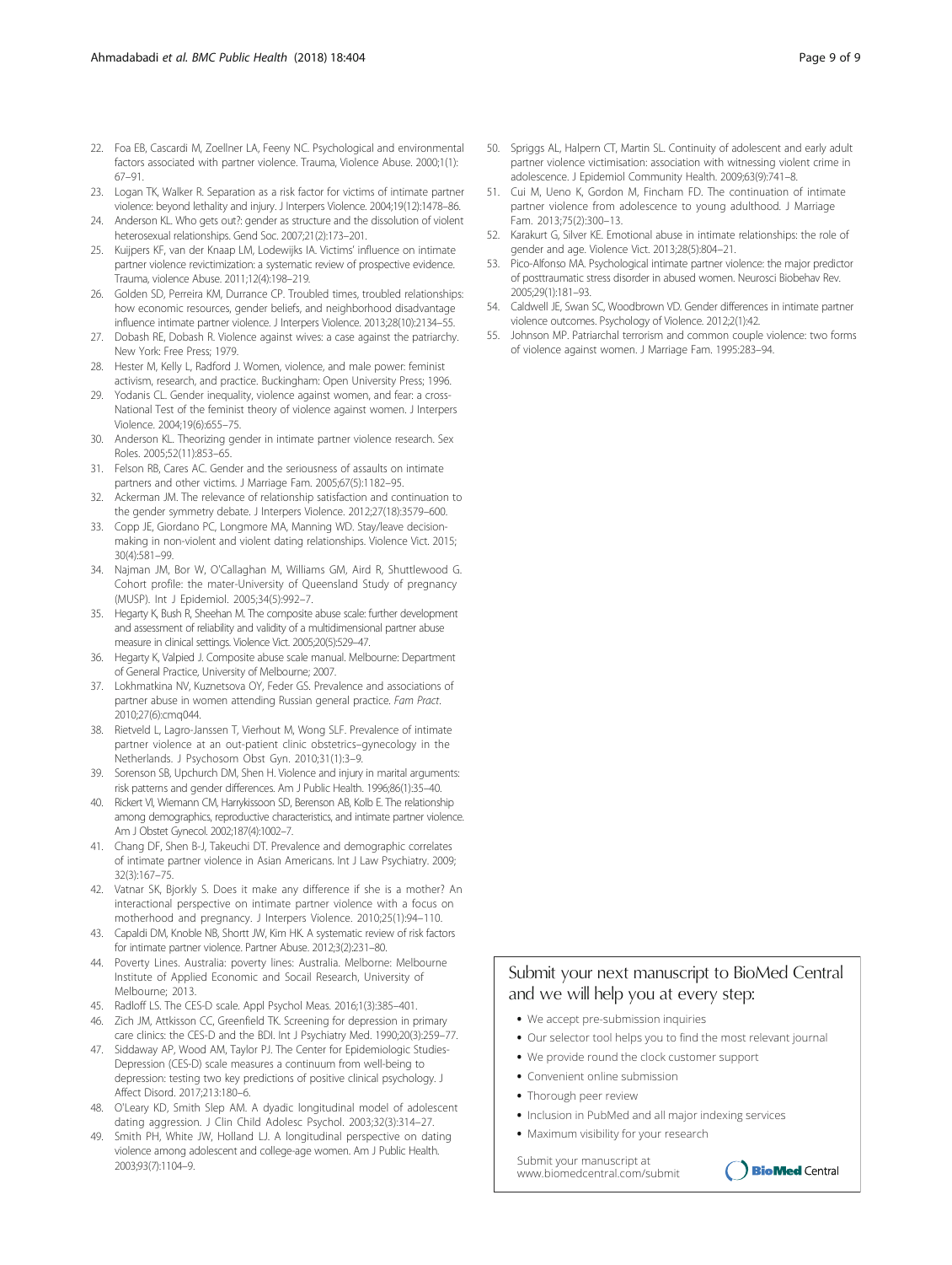22. Foa EB, Cascardi M, Zoellner LA, Feeny NC. Psychological and environmental factors associated with partner violence. Trauma, Violence Abuse. 2000;1(1): 67–91.
23. Logan TK, Walker R. Separation as a risk factor for victims of intimate partner violence: beyond lethality and injury. J Interpers Violence. 2004;19(12):1478–86.
24. Anderson KL. Who gets out?: gender as structure and the dissolution of violent heterosexual relationships. Gend Soc. 2007;21(2):173–201.
25. Kuijpers KF, van der Knaap LM, Lodewijks IA. Victims' influence on intimate partner violence revictimization: a systematic review of prospective evidence. Trauma, violence Abuse. 2011;12(4):198–219.
26. Golden SD, Perreira KM, Durrance CP. Troubled times, troubled relationships: how economic resources, gender beliefs, and neighborhood disadvantage influence intimate partner violence. J Interpers Violence. 2013;28(10):2134–55.
27. Dobash RE, Dobash R. Violence against wives: a case against the patriarchy. New York: Free Press; 1979.
28. Hester M, Kelly L, Radford J. Women, violence, and male power: feminist activism, research, and practice. Buckingham: Open University Press; 1996.
29. Yodanis CL. Gender inequality, violence against women, and fear: a cross-National Test of the feminist theory of violence against women. J Interpers Violence. 2004;19(6):655–75.
30. Anderson KL. Theorizing gender in intimate partner violence research. Sex Roles. 2005;52(11):853–65.
31. Felson RB, Cares AC. Gender and the seriousness of assaults on intimate partners and other victims. J Marriage Fam. 2005;67(5):1182–95.
32. Ackerman JM. The relevance of relationship satisfaction and continuation to the gender symmetry debate. J Interpers Violence. 2012;27(18):3579–600.
33. Copp JE, Giordano PC, Longmore MA, Manning WD. Stay/leave decision-making in non-violent and violent dating relationships. Violence Vict. 2015; 30(4):581–99.
34. Najman JM, Bor W, O'Callaghan M, Williams GM, Aird R, Shuttlewood G. Cohort profile: the mater-University of Queensland Study of pregnancy (MUSP). Int J Epidemiol. 2005;34(5):992–7.
35. Hegarty K, Bush R, Sheehan M. The composite abuse scale: further development and assessment of reliability and validity of a multidimensional partner abuse measure in clinical settings. Violence Vict. 2005;20(5):529–47.
36. Hegarty K, Valpied J. Composite abuse scale manual. Melbourne: Department of General Practice, University of Melbourne; 2007.
37. Lokhmatkina NV, Kuznetsova OY, Feder GS. Prevalence and associations of partner abuse in women attending Russian general practice. *Fam Pract*. 2010;27(6):cmq044.
38. Rietveld L, Lagro-Janssen T, Vierhout M, Wong SLF. Prevalence of intimate partner violence at an out-patient clinic obstetrics–gynecology in the Netherlands. J Psychosom Obst Gyn. 2010;31(1):3–9.
39. Sorenson SB, Upchurch DM, Shen H. Violence and injury in marital arguments: risk patterns and gender differences. Am J Public Health. 1996;86(1):35–40.
40. Rickert VI, Wiemann CM, Harrykissoon SD, Berenson AB, Kolb E. The relationship among demographics, reproductive characteristics, and intimate partner violence. Am J Obstet Gynecol. 2002;187(4):1002–7.
41. Chang DF, Shen B-J, Takeuchi DT. Prevalence and demographic correlates of intimate partner violence in Asian Americans. Int J Law Psychiatry. 2009; 32(3):167–75.
42. Vatnar SK, Bjorkly S. Does it make any difference if she is a mother? An interactional perspective on intimate partner violence with a focus on motherhood and pregnancy. J Interpers Violence. 2010;25(1):94–110.
43. Capaldi DM, Knoble NB, Shortt JW, Kim HK. A systematic review of risk factors for intimate partner violence. Partner Abuse. 2012;3(2):231–80.
44. Poverty Lines. Australia: poverty lines: Australia. Melborne: Melbourne Institute of Applied Economic and Socail Research, University of Melbourne; 2013.
45. Radloff LS. The CES-D scale. Appl Psychol Meas. 2016;1(3):385–401.
46. Zich JM, Attkisson CC, Greenfield TK. Screening for depression in primary care clinics: the CES-D and the BDI. Int J Psychiatry Med. 1990;20(3):259–77.
47. Siddaway AP, Wood AM, Taylor PJ. The Center for Epidemiologic Studies-Depression (CES-D) scale measures a continuum from well-being to depression: testing two key predictions of positive clinical psychology. J Affect Disord. 2017;213:180–6.
48. O'Leary KD, Smith Slep AM. A dyadic longitudinal model of adolescent dating aggression. J Clin Child Adolesc Psychol. 2003;32(3):314–27.
49. Smith PH, White JW, Holland LJ. A longitudinal perspective on dating violence among adolescent and college-age women. Am J Public Health. 2003;93(7):1104–9.
50. Spriggs AL, Halpern CT, Martin SL. Continuity of adolescent and early adult partner violence victimisation: association with witnessing violent crime in adolescence. J Epidemiol Community Health. 2009;63(9):741–8.
51. Cui M, Ueno K, Gordon M, Fincham FD. The continuation of intimate partner violence from adolescence to young adulthood. J Marriage Fam. 2013;75(2):300–13.
52. Karakurt G, Silver KE. Emotional abuse in intimate relationships: the role of gender and age. Violence Vict. 2013;28(5):804–21.
53. Pico-Alfonso MA. Psychological intimate partner violence: the major predictor of posttraumatic stress disorder in abused women. Neurosci Biobehav Rev. 2005;29(1):181–93.
54. Caldwell JE, Swan SC, Woodbrown VD. Gender differences in intimate partner violence outcomes. Psychology of Violence. 2012;2(1):42.
55. Johnson MP. Patriarchal terrorism and common couple violence: two forms of violence against women. J Marriage Fam. 1995:283–94.

Submit your next manuscript to BioMed Central and we will help you at every step:

- We accept pre-submission inquiries
- Our selector tool helps you to find the most relevant journal
- We provide round the clock customer support
- Convenient online submission
- Thorough peer review
- Inclusion in PubMed and all major indexing services
- Maximum visibility for your research

Submit your manuscript at www.biomedcentral.com/submit

BioMed Central